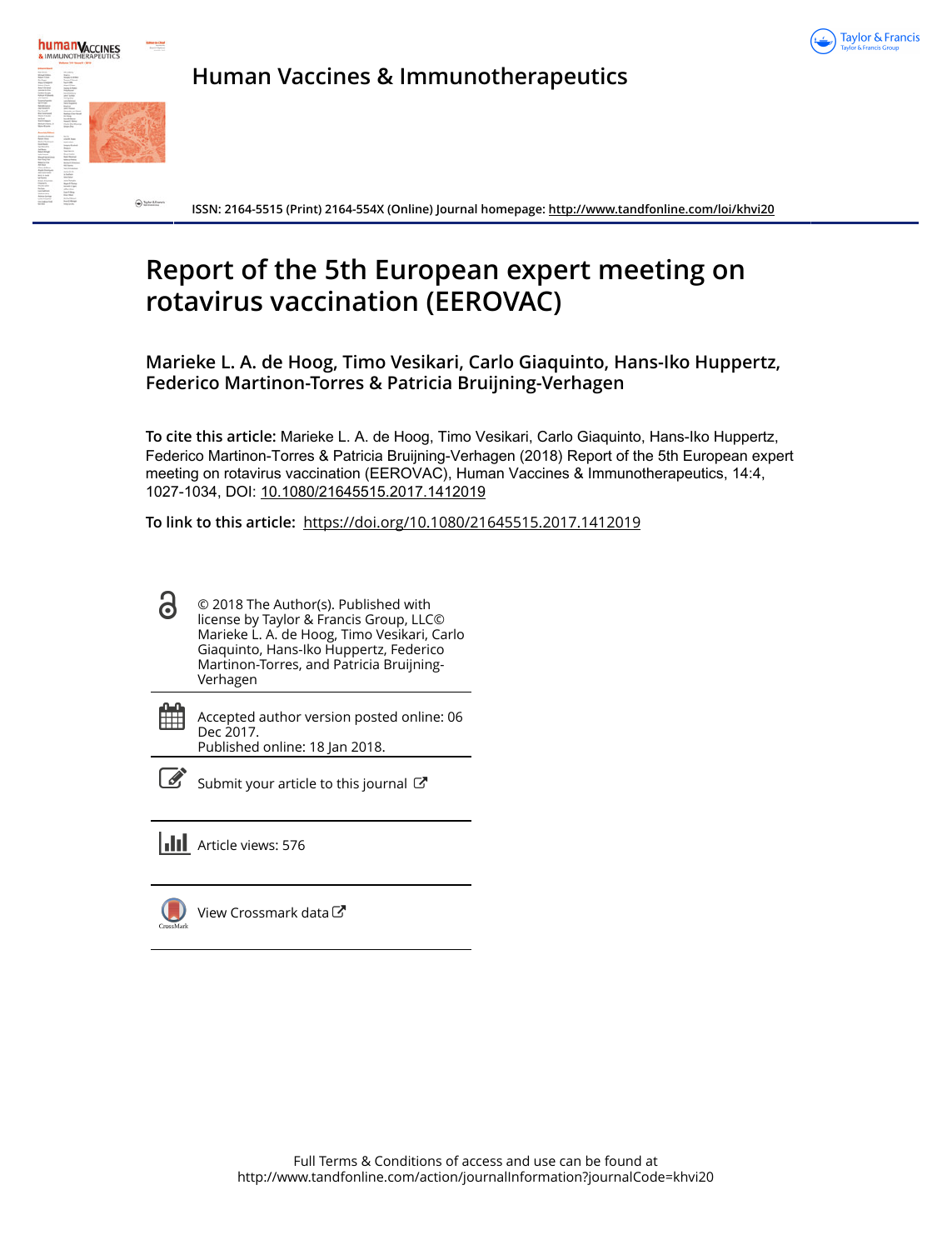# Human Vaccines & Immunotherapeutics

ISSN: 2164-5515 (Print) 2164-554X (Online) Journal homepage: http://www.tandfonline.com/loi/khvi20

# Report of the 5th European expert meeting on rotavirus vaccination (EEROVAC)

**Marieke L. A. de Hoog, Timo Vesikari, Carlo Giaquinto, Hans-Iko Huppertz, Federico Martinon-Torres & Patricia Bruijning-Verhagen**

**To cite this article:** Marieke L. A. de Hoog, Timo Vesikari, Carlo Giaquinto, Hans-Iko Huppertz, Federico Martinon-Torres & Patricia Bruijning-Verhagen (2018) Report of the 5th European expert meeting on rotavirus vaccination (EEROVAC), Human Vaccines & Immunotherapeutics, 14:4, 1027-1034, DOI: 10.1080/21645515.2017.1412019

**To link to this article:** https://doi.org/10.1080/21645515.2017.1412019

© 2018 The Author(s). Published with license by Taylor & Francis Group, LLC© Marieke L. A. de Hoog, Timo Vesikari, Carlo Giaquinto, Hans-Iko Huppertz, Federico Martinon-Torres, and Patricia Bruijning-Verhagen

Accepted author version posted online: 06 Dec 2017.
Published online: 18 Jan 2018.

Submit your article to this journal

Article views: 576

View Crossmark data

Full Terms & Conditions of access and use can be found at
http://www.tandfonline.com/action/journalInformation?journalCode=khvi20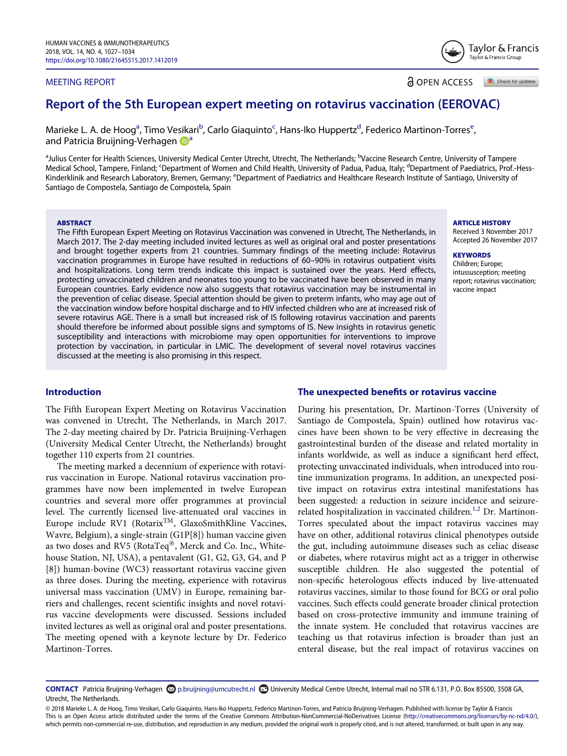# Report of the 5th European expert meeting on rotavirus vaccination (EEROVAC)

Marieke L. A. de Hoog[a], Timo Vesikari[b], Carlo Giaquinto[c], Hans-Iko Huppertz[d], Federico Martinon-Torres[e], and Patricia Bruijning-Verhagen[a]

[a]Julius Center for Health Sciences, University Medical Center Utrecht, Utrecht, The Netherlands; [b]Vaccine Research Centre, University of Tampere Medical School, Tampere, Finland; [c]Department of Women and Child Health, University of Padua, Padua, Italy; [d]Department of Paediatrics, Prof.-Hess-Kinderklinik and Research Laboratory, Bremen, Germany; [e]Department of Paediatrics and Healthcare Research Institute of Santiago, University of Santiago de Compostela, Santiago de Compostela, Spain

MEETING REPORT

OPEN ACCESS

**ABSTRACT**

The Fifth European Expert Meeting on Rotavirus Vaccination was convened in Utrecht, The Netherlands, in March 2017. The 2-day meeting included invited lectures as well as original oral and poster presentations and brought together experts from 21 countries. Summary findings of the meeting include: Rotavirus vaccination programmes in Europe have resulted in reductions of 60–90% in rotavirus outpatient visits and hospitalizations. Long term trends indicate this impact is sustained over the years. Herd effects, protecting unvaccinated children and neonates too young to be vaccinated have been observed in many European countries. Early evidence now also suggests that rotavirus vaccination may be instrumental in the prevention of celiac disease. Special attention should be given to preterm infants, who may age out of the vaccination window before hospital discharge and to HIV infected children who are at increased risk of severe rotavirus AGE. There is a small but increased risk of IS following rotavirus vaccination and parents should therefore be informed about possible signs and symptoms of IS. New insights in rotavirus genetic susceptibility and interactions with microbiome may open opportunities for interventions to improve protection by vaccination, in particular in LMIC. The development of several novel rotavirus vaccines discussed at the meeting is also promising in this respect.

**ARTICLE HISTORY**
Received 3 November 2017
Accepted 26 November 2017

**KEYWORDS**
Children; Europe; intussusception; meeting report; rotavirus vaccination; vaccine impact

## Introduction

The Fifth European Expert Meeting on Rotavirus Vaccination was convened in Utrecht, The Netherlands, in March 2017. The 2-day meeting chaired by Dr. Patricia Bruijning-Verhagen (University Medical Center Utrecht, the Netherlands) brought together 110 experts from 21 countries.

The meeting marked a decennium of experience with rotavirus vaccination in Europe. National rotavirus vaccination programmes have now been implemented in twelve European countries and several more offer programmes at provincial level. The currently licensed live-attenuated oral vaccines in Europe include RV1 (Rotarix™, GlaxoSmithKline Vaccines, Wavre, Belgium), a single-strain (G1P[8]) human vaccine given as two doses and RV5 (RotaTeq®, Merck and Co. Inc., Whitehouse Station, NJ, USA), a pentavalent (G1, G2, G3, G4, and P[8]) human-bovine (WC3) reassortant rotavirus vaccine given as three doses. During the meeting, experience with rotavirus universal mass vaccination (UMV) in Europe, remaining barriers and challenges, recent scientific insights and novel rotavirus vaccine developments were discussed. Sessions included invited lectures as well as original oral and poster presentations. The meeting opened with a keynote lecture by Dr. Federico Martinon-Torres.

## The unexpected benefits or rotavirus vaccine

During his presentation, Dr. Martinon-Torres (University of Santiago de Compostela, Spain) outlined how rotavirus vaccines have been shown to be very effective in decreasing the gastrointestinal burden of the disease and related mortality in infants worldwide, as well as induce a significant herd effect, protecting unvaccinated individuals, when introduced into routine immunization programs. In addition, an unexpected positive impact on rotavirus extra intestinal manifestations has been suggested: a reduction in seizure incidence and seizure-related hospitalization in vaccinated children.[1,2] Dr. Martinon-Torres speculated about the impact rotavirus vaccines may have on other, additional rotavirus clinical phenotypes outside the gut, including autoimmune diseases such as celiac disease or diabetes, where rotavirus might act as a trigger in otherwise susceptible children. He also suggested the potential of non-specific heterologous effects induced by live-attenuated rotavirus vaccines, similar to those found for BCG or oral polio vaccines. Such effects could generate broader clinical protection based on cross-protective immunity and immune training of the innate system. He concluded that rotavirus vaccines are teaching us that rotavirus infection is broader than just an enteral disease, but the real impact of rotavirus vaccines on

**CONTACT** Patricia Bruijning-Verhagen p.bruijning@umcutrecht.nl University Medical Centre Utrecht, Internal mail no STR 6.131, P.O. Box 85500, 3508 GA, Utrecht, The Netherlands.

© 2018 Marieke L. A. de Hoog, Timo Vesikari, Carlo Giaquinto, Hans-Iko Huppertz, Federico Martinon-Torres, and Patricia Bruijning-Verhagen. Published with license by Taylor & Francis
This is an Open Access article distributed under the terms of the Creative Commons Attribution-NonCommercial-NoDerivatives License (http://creativecommons.org/licenses/by-nc-nd/4.0/), which permits non-commercial re-use, distribution, and reproduction in any medium, provided the original work is properly cited, and is not altered, transformed, or built upon in any way.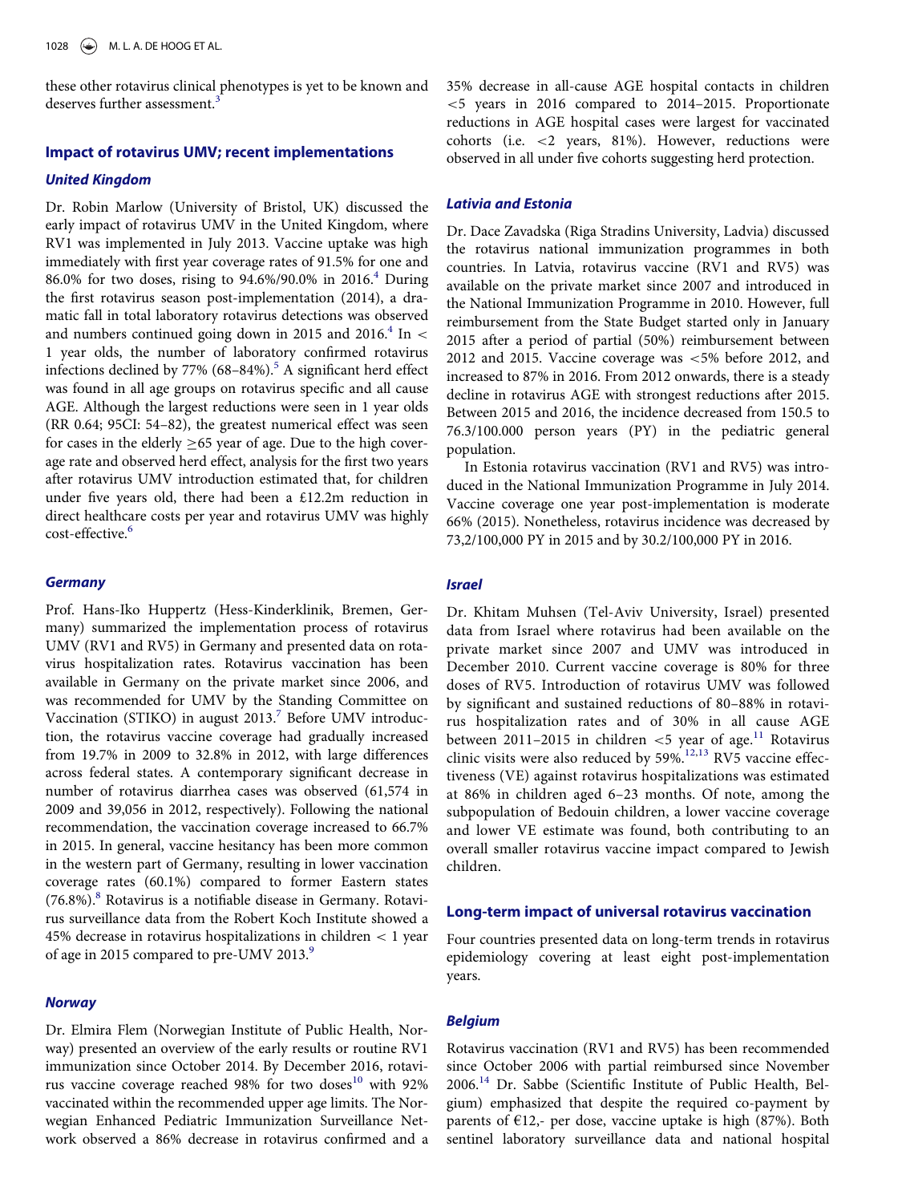these other rotavirus clinical phenotypes is yet to be known and deserves further assessment.[3]

## Impact of rotavirus UMV; recent implementations

### United Kingdom

Dr. Robin Marlow (University of Bristol, UK) discussed the early impact of rotavirus UMV in the United Kingdom, where RV1 was implemented in July 2013. Vaccine uptake was high immediately with first year coverage rates of 91.5% for one and 86.0% for two doses, rising to 94.6%/90.0% in 2016.[4] During the first rotavirus season post-implementation (2014), a dramatic fall in total laboratory rotavirus detections was observed and numbers continued going down in 2015 and 2016.[4] In < 1 year olds, the number of laboratory confirmed rotavirus infections declined by 77% (68–84%).[5] A significant herd effect was found in all age groups on rotavirus specific and all cause AGE. Although the largest reductions were seen in 1 year olds (RR 0.64; 95CI: 54–82), the greatest numerical effect was seen for cases in the elderly ≥65 year of age. Due to the high coverage rate and observed herd effect, analysis for the first two years after rotavirus UMV introduction estimated that, for children under five years old, there had been a £12.2m reduction in direct healthcare costs per year and rotavirus UMV was highly cost-effective.[6]

### Germany

Prof. Hans-Iko Huppertz (Hess-Kinderklinik, Bremen, Germany) summarized the implementation process of rotavirus UMV (RV1 and RV5) in Germany and presented data on rotavirus hospitalization rates. Rotavirus vaccination has been available in Germany on the private market since 2006, and was recommended for UMV by the Standing Committee on Vaccination (STIKO) in august 2013.[7] Before UMV introduction, the rotavirus vaccine coverage had gradually increased from 19.7% in 2009 to 32.8% in 2012, with large differences across federal states. A contemporary significant decrease in number of rotavirus diarrhea cases was observed (61,574 in 2009 and 39,056 in 2012, respectively). Following the national recommendation, the vaccination coverage increased to 66.7% in 2015. In general, vaccine hesitancy has been more common in the western part of Germany, resulting in lower vaccination coverage rates (60.1%) compared to former Eastern states (76.8%).[8] Rotavirus is a notifiable disease in Germany. Rotavirus surveillance data from the Robert Koch Institute showed a 45% decrease in rotavirus hospitalizations in children < 1 year of age in 2015 compared to pre-UMV 2013.[9]

### Norway

Dr. Elmira Flem (Norwegian Institute of Public Health, Norway) presented an overview of the early results or routine RV1 immunization since October 2014. By December 2016, rotavirus vaccine coverage reached 98% for two doses[10] with 92% vaccinated within the recommended upper age limits. The Norwegian Enhanced Pediatric Immunization Surveillance Network observed a 86% decrease in rotavirus confirmed and a 35% decrease in all-cause AGE hospital contacts in children <5 years in 2016 compared to 2014–2015. Proportionate reductions in AGE hospital cases were largest for vaccinated cohorts (i.e. <2 years, 81%). However, reductions were observed in all under five cohorts suggesting herd protection.

### Lativia and Estonia

Dr. Dace Zavadska (Riga Stradins University, Ladvia) discussed the rotavirus national immunization programmes in both countries. In Latvia, rotavirus vaccine (RV1 and RV5) was available on the private market since 2007 and introduced in the National Immunization Programme in 2010. However, full reimbursement from the State Budget started only in January 2015 after a period of partial (50%) reimbursement between 2012 and 2015. Vaccine coverage was <5% before 2012, and increased to 87% in 2016. From 2012 onwards, there is a steady decline in rotavirus AGE with strongest reductions after 2015. Between 2015 and 2016, the incidence decreased from 150.5 to 76.3/100.000 person years (PY) in the pediatric general population.

In Estonia rotavirus vaccination (RV1 and RV5) was introduced in the National Immunization Programme in July 2014. Vaccine coverage one year post-implementation is moderate 66% (2015). Nonetheless, rotavirus incidence was decreased by 73,2/100,000 PY in 2015 and by 30.2/100,000 PY in 2016.

### Israel

Dr. Khitam Muhsen (Tel-Aviv University, Israel) presented data from Israel where rotavirus had been available on the private market since 2007 and UMV was introduced in December 2010. Current vaccine coverage is 80% for three doses of RV5. Introduction of rotavirus UMV was followed by significant and sustained reductions of 80–88% in rotavirus hospitalization rates and of 30% in all cause AGE between 2011–2015 in children <5 year of age.[11] Rotavirus clinic visits were also reduced by 59%.[12,13] RV5 vaccine effectiveness (VE) against rotavirus hospitalizations was estimated at 86% in children aged 6–23 months. Of note, among the subpopulation of Bedouin children, a lower vaccine coverage and lower VE estimate was found, both contributing to an overall smaller rotavirus vaccine impact compared to Jewish children.

## Long-term impact of universal rotavirus vaccination

Four countries presented data on long-term trends in rotavirus epidemiology covering at least eight post-implementation years.

### Belgium

Rotavirus vaccination (RV1 and RV5) has been recommended since October 2006 with partial reimbursed since November 2006.[14] Dr. Sabbe (Scientific Institute of Public Health, Belgium) emphasized that despite the required co-payment by parents of €12,- per dose, vaccine uptake is high (87%). Both sentinel laboratory surveillance data and national hospital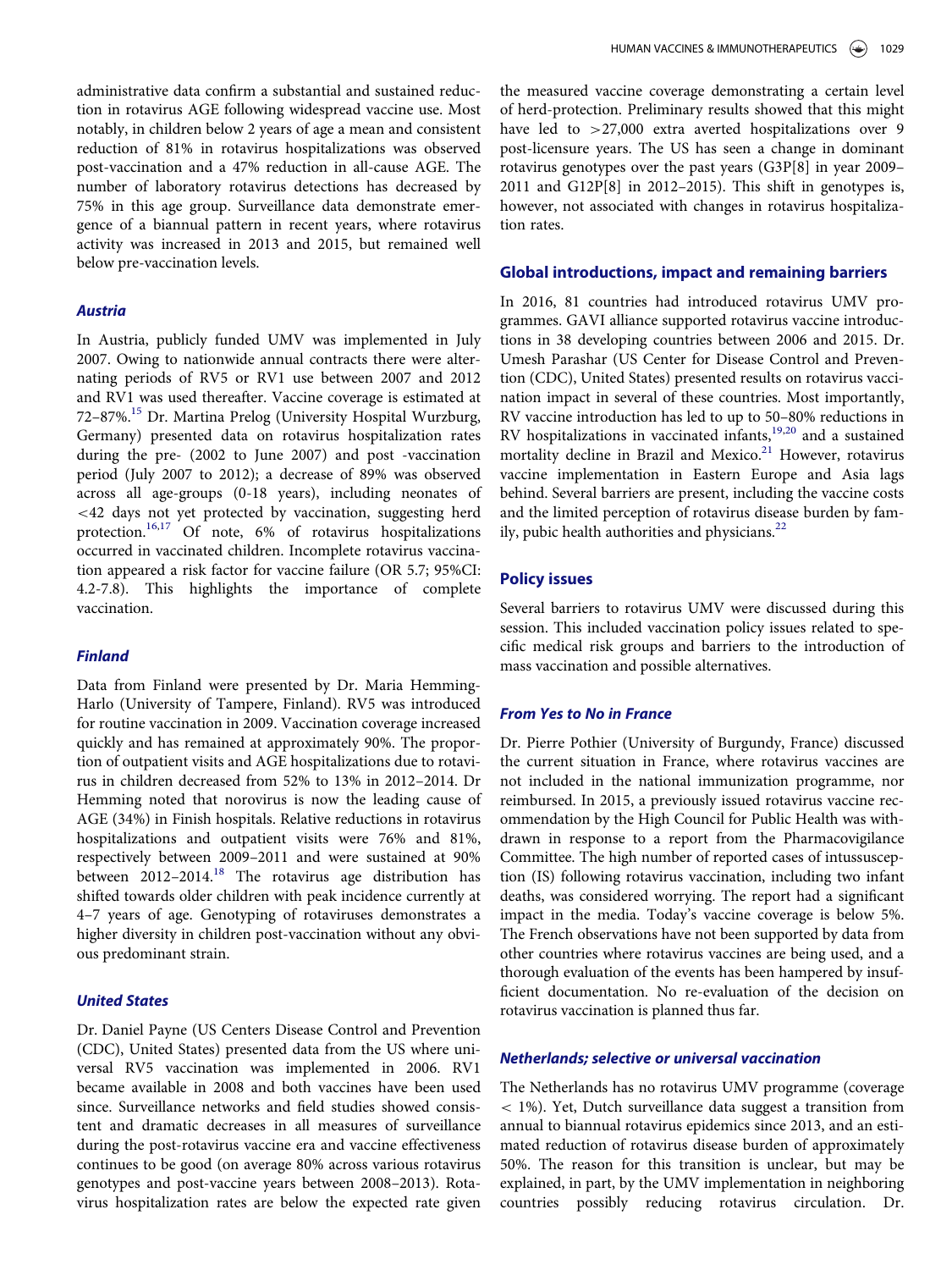administrative data confirm a substantial and sustained reduction in rotavirus AGE following widespread vaccine use. Most notably, in children below 2 years of age a mean and consistent reduction of 81% in rotavirus hospitalizations was observed post-vaccination and a 47% reduction in all-cause AGE. The number of laboratory rotavirus detections has decreased by 75% in this age group. Surveillance data demonstrate emergence of a biannual pattern in recent years, where rotavirus activity was increased in 2013 and 2015, but remained well below pre-vaccination levels.

### *Austria*

In Austria, publicly funded UMV was implemented in July 2007. Owing to nationwide annual contracts there were alternating periods of RV5 or RV1 use between 2007 and 2012 and RV1 was used thereafter. Vaccine coverage is estimated at 72–87%.[15] Dr. Martina Prelog (University Hospital Wurzburg, Germany) presented data on rotavirus hospitalization rates during the pre- (2002 to June 2007) and post -vaccination period (July 2007 to 2012); a decrease of 89% was observed across all age-groups (0-18 years), including neonates of <42 days not yet protected by vaccination, suggesting herd protection.[16,17] Of note, 6% of rotavirus hospitalizations occurred in vaccinated children. Incomplete rotavirus vaccination appeared a risk factor for vaccine failure (OR 5.7; 95%CI: 4.2-7.8). This highlights the importance of complete vaccination.

### *Finland*

Data from Finland were presented by Dr. Maria Hemming-Harlo (University of Tampere, Finland). RV5 was introduced for routine vaccination in 2009. Vaccination coverage increased quickly and has remained at approximately 90%. The proportion of outpatient visits and AGE hospitalizations due to rotavirus in children decreased from 52% to 13% in 2012–2014. Dr Hemming noted that norovirus is now the leading cause of AGE (34%) in Finish hospitals. Relative reductions in rotavirus hospitalizations and outpatient visits were 76% and 81%, respectively between 2009–2011 and were sustained at 90% between 2012–2014.[18] The rotavirus age distribution has shifted towards older children with peak incidence currently at 4–7 years of age. Genotyping of rotaviruses demonstrates a higher diversity in children post-vaccination without any obvious predominant strain.

### *United States*

Dr. Daniel Payne (US Centers Disease Control and Prevention (CDC), United States) presented data from the US where universal RV5 vaccination was implemented in 2006. RV1 became available in 2008 and both vaccines have been used since. Surveillance networks and field studies showed consistent and dramatic decreases in all measures of surveillance during the post-rotavirus vaccine era and vaccine effectiveness continues to be good (on average 80% across various rotavirus genotypes and post-vaccine years between 2008–2013). Rotavirus hospitalization rates are below the expected rate given the measured vaccine coverage demonstrating a certain level of herd-protection. Preliminary results showed that this might have led to >27,000 extra averted hospitalizations over 9 post-licensure years. The US has seen a change in dominant rotavirus genotypes over the past years (G3P[8] in year 2009–2011 and G12P[8] in 2012–2015). This shift in genotypes is, however, not associated with changes in rotavirus hospitalization rates.

## Global introductions, impact and remaining barriers

In 2016, 81 countries had introduced rotavirus UMV programmes. GAVI alliance supported rotavirus vaccine introductions in 38 developing countries between 2006 and 2015. Dr. Umesh Parashar (US Center for Disease Control and Prevention (CDC), United States) presented results on rotavirus vaccination impact in several of these countries. Most importantly, RV vaccine introduction has led to up to 50–80% reductions in RV hospitalizations in vaccinated infants,[19,20] and a sustained mortality decline in Brazil and Mexico.[21] However, rotavirus vaccine implementation in Eastern Europe and Asia lags behind. Several barriers are present, including the vaccine costs and the limited perception of rotavirus disease burden by family, pubic health authorities and physicians.[22]

## Policy issues

Several barriers to rotavirus UMV were discussed during this session. This included vaccination policy issues related to specific medical risk groups and barriers to the introduction of mass vaccination and possible alternatives.

### *From Yes to No in France*

Dr. Pierre Pothier (University of Burgundy, France) discussed the current situation in France, where rotavirus vaccines are not included in the national immunization programme, nor reimbursed. In 2015, a previously issued rotavirus vaccine recommendation by the High Council for Public Health was withdrawn in response to a report from the Pharmacovigilance Committee. The high number of reported cases of intussusception (IS) following rotavirus vaccination, including two infant deaths, was considered worrying. The report had a significant impact in the media. Today's vaccine coverage is below 5%. The French observations have not been supported by data from other countries where rotavirus vaccines are being used, and a thorough evaluation of the events has been hampered by insufficient documentation. No re-evaluation of the decision on rotavirus vaccination is planned thus far.

### *Netherlands; selective or universal vaccination*

The Netherlands has no rotavirus UMV programme (coverage < 1%). Yet, Dutch surveillance data suggest a transition from annual to biannual rotavirus epidemics since 2013, and an estimated reduction of rotavirus disease burden of approximately 50%. The reason for this transition is unclear, but may be explained, in part, by the UMV implementation in neighboring countries possibly reducing rotavirus circulation. Dr.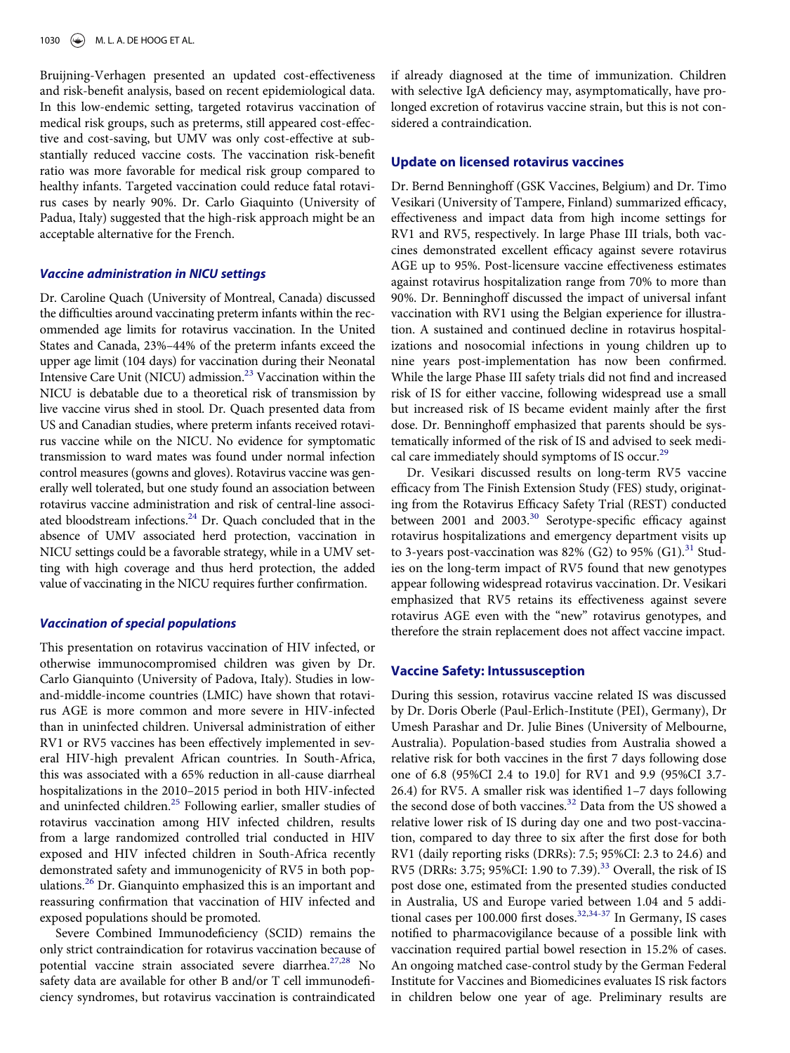Bruijning-Verhagen presented an updated cost-effectiveness and risk-benefit analysis, based on recent epidemiological data. In this low-endemic setting, targeted rotavirus vaccination of medical risk groups, such as preterms, still appeared cost-effective and cost-saving, but UMV was only cost-effective at substantially reduced vaccine costs. The vaccination risk-benefit ratio was more favorable for medical risk group compared to healthy infants. Targeted vaccination could reduce fatal rotavirus cases by nearly 90%. Dr. Carlo Giaquinto (University of Padua, Italy) suggested that the high-risk approach might be an acceptable alternative for the French.

### *Vaccine administration in NICU settings*

Dr. Caroline Quach (University of Montreal, Canada) discussed the difficulties around vaccinating preterm infants within the recommended age limits for rotavirus vaccination. In the United States and Canada, 23%–44% of the preterm infants exceed the upper age limit (104 days) for vaccination during their Neonatal Intensive Care Unit (NICU) admission.[23] Vaccination within the NICU is debatable due to a theoretical risk of transmission by live vaccine virus shed in stool. Dr. Quach presented data from US and Canadian studies, where preterm infants received rotavirus vaccine while on the NICU. No evidence for symptomatic transmission to ward mates was found under normal infection control measures (gowns and gloves). Rotavirus vaccine was generally well tolerated, but one study found an association between rotavirus vaccine administration and risk of central-line associated bloodstream infections.[24] Dr. Quach concluded that in the absence of UMV associated herd protection, vaccination in NICU settings could be a favorable strategy, while in a UMV setting with high coverage and thus herd protection, the added value of vaccinating in the NICU requires further confirmation.

### *Vaccination of special populations*

This presentation on rotavirus vaccination of HIV infected, or otherwise immunocompromised children was given by Dr. Carlo Gianquinto (University of Padova, Italy). Studies in low-and-middle-income countries (LMIC) have shown that rotavirus AGE is more common and more severe in HIV-infected than in uninfected children. Universal administration of either RV1 or RV5 vaccines has been effectively implemented in several HIV-high prevalent African countries. In South-Africa, this was associated with a 65% reduction in all-cause diarrheal hospitalizations in the 2010–2015 period in both HIV-infected and uninfected children.[25] Following earlier, smaller studies of rotavirus vaccination among HIV infected children, results from a large randomized controlled trial conducted in HIV exposed and HIV infected children in South-Africa recently demonstrated safety and immunogenicity of RV5 in both populations.[26] Dr. Gianquinto emphasized this is an important and reassuring confirmation that vaccination of HIV infected and exposed populations should be promoted.

Severe Combined Immunodeficiency (SCID) remains the only strict contraindication for rotavirus vaccination because of potential vaccine strain associated severe diarrhea.[27,28] No safety data are available for other B and/or T cell immunodeficiency syndromes, but rotavirus vaccination is contraindicated if already diagnosed at the time of immunization. Children with selective IgA deficiency may, asymptomatically, have prolonged excretion of rotavirus vaccine strain, but this is not considered a contraindication.

## Update on licensed rotavirus vaccines

Dr. Bernd Benninghoff (GSK Vaccines, Belgium) and Dr. Timo Vesikari (University of Tampere, Finland) summarized efficacy, effectiveness and impact data from high income settings for RV1 and RV5, respectively. In large Phase III trials, both vaccines demonstrated excellent efficacy against severe rotavirus AGE up to 95%. Post-licensure vaccine effectiveness estimates against rotavirus hospitalization range from 70% to more than 90%. Dr. Benninghoff discussed the impact of universal infant vaccination with RV1 using the Belgian experience for illustration. A sustained and continued decline in rotavirus hospitalizations and nosocomial infections in young children up to nine years post-implementation has now been confirmed. While the large Phase III safety trials did not find and increased risk of IS for either vaccine, following widespread use a small but increased risk of IS became evident mainly after the first dose. Dr. Benninghoff emphasized that parents should be systematically informed of the risk of IS and advised to seek medical care immediately should symptoms of IS occur.[29]

Dr. Vesikari discussed results on long-term RV5 vaccine efficacy from The Finish Extension Study (FES) study, originating from the Rotavirus Efficacy Safety Trial (REST) conducted between 2001 and 2003.[30] Serotype-specific efficacy against rotavirus hospitalizations and emergency department visits up to 3-years post-vaccination was 82% (G2) to 95% (G1).[31] Studies on the long-term impact of RV5 found that new genotypes appear following widespread rotavirus vaccination. Dr. Vesikari emphasized that RV5 retains its effectiveness against severe rotavirus AGE even with the "new" rotavirus genotypes, and therefore the strain replacement does not affect vaccine impact.

## Vaccine Safety: Intussusception

During this session, rotavirus vaccine related IS was discussed by Dr. Doris Oberle (Paul-Erlich-Institute (PEI), Germany), Dr Umesh Parashar and Dr. Julie Bines (University of Melbourne, Australia). Population-based studies from Australia showed a relative risk for both vaccines in the first 7 days following dose one of 6.8 (95%CI 2.4 to 19.0] for RV1 and 9.9 (95%CI 3.7-26.4) for RV5. A smaller risk was identified 1–7 days following the second dose of both vaccines.[32] Data from the US showed a relative lower risk of IS during day one and two post-vaccination, compared to day three to six after the first dose for both RV1 (daily reporting risks (DRRs): 7.5; 95%CI: 2.3 to 24.6) and RV5 (DRRs: 3.75; 95%CI: 1.90 to 7.39).[33] Overall, the risk of IS post dose one, estimated from the presented studies conducted in Australia, US and Europe varied between 1.04 and 5 additional cases per 100.000 first doses.[32,34-37] In Germany, IS cases notified to pharmacovigilance because of a possible link with vaccination required partial bowel resection in 15.2% of cases. An ongoing matched case-control study by the German Federal Institute for Vaccines and Biomedicines evaluates IS risk factors in children below one year of age. Preliminary results are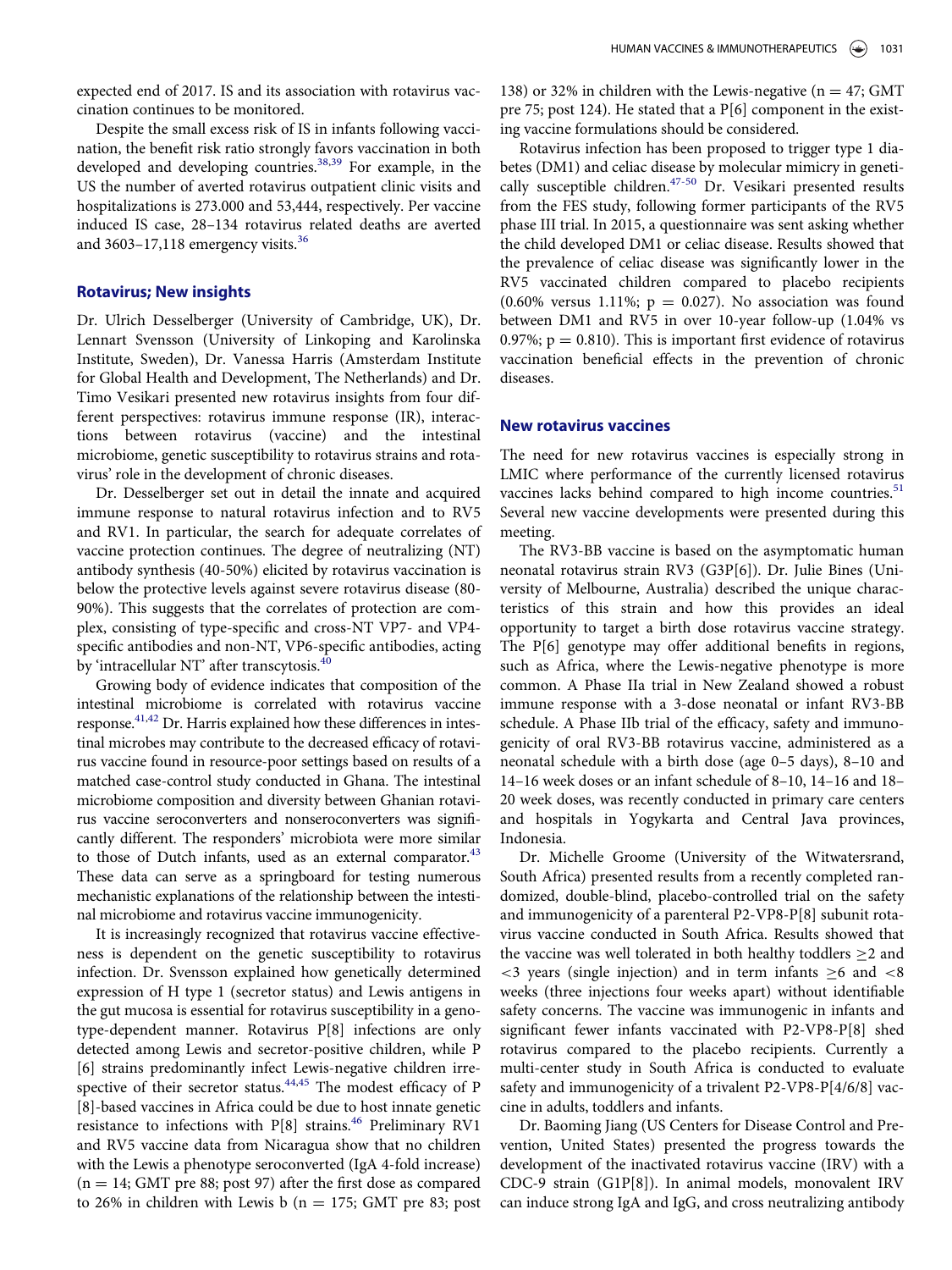expected end of 2017. IS and its association with rotavirus vaccination continues to be monitored.

Despite the small excess risk of IS in infants following vaccination, the benefit risk ratio strongly favors vaccination in both developed and developing countries.[38,39] For example, in the US the number of averted rotavirus outpatient clinic visits and hospitalizations is 273.000 and 53,444, respectively. Per vaccine induced IS case, 28–134 rotavirus related deaths are averted and 3603–17,118 emergency visits.[36]

## Rotavirus; New insights

Dr. Ulrich Desselberger (University of Cambridge, UK), Dr. Lennart Svensson (University of Linkoping and Karolinska Institute, Sweden), Dr. Vanessa Harris (Amsterdam Institute for Global Health and Development, The Netherlands) and Dr. Timo Vesikari presented new rotavirus insights from four different perspectives: rotavirus immune response (IR), interactions between rotavirus (vaccine) and the intestinal microbiome, genetic susceptibility to rotavirus strains and rotavirus' role in the development of chronic diseases.

Dr. Desselberger set out in detail the innate and acquired immune response to natural rotavirus infection and to RV5 and RV1. In particular, the search for adequate correlates of vaccine protection continues. The degree of neutralizing (NT) antibody synthesis (40-50%) elicited by rotavirus vaccination is below the protective levels against severe rotavirus disease (80-90%). This suggests that the correlates of protection are complex, consisting of type-specific and cross-NT VP7- and VP4-specific antibodies and non-NT, VP6-specific antibodies, acting by 'intracellular NT' after transcytosis.[40]

Growing body of evidence indicates that composition of the intestinal microbiome is correlated with rotavirus vaccine response.[41,42] Dr. Harris explained how these differences in intestinal microbes may contribute to the decreased efficacy of rotavirus vaccine found in resource-poor settings based on results of a matched case-control study conducted in Ghana. The intestinal microbiome composition and diversity between Ghanian rotavirus vaccine seroconverters and nonseroconverters was significantly different. The responders' microbiota were more similar to those of Dutch infants, used as an external comparator.[43] These data can serve as a springboard for testing numerous mechanistic explanations of the relationship between the intestinal microbiome and rotavirus vaccine immunogenicity.

It is increasingly recognized that rotavirus vaccine effectiveness is dependent on the genetic susceptibility to rotavirus infection. Dr. Svensson explained how genetically determined expression of H type 1 (secretor status) and Lewis antigens in the gut mucosa is essential for rotavirus susceptibility in a genotype-dependent manner. Rotavirus P[8] infections are only detected among Lewis and secretor-positive children, while P[6] strains predominantly infect Lewis-negative children irrespective of their secretor status.[44,45] The modest efficacy of P[8]-based vaccines in Africa could be due to host innate genetic resistance to infections with P[8] strains.[46] Preliminary RV1 and RV5 vaccine data from Nicaragua show that no children with the Lewis a phenotype seroconverted (IgA 4-fold increase) (n = 14; GMT pre 88; post 97) after the first dose as compared to 26% in children with Lewis b (n = 175; GMT pre 83; post 138) or 32% in children with the Lewis-negative (n = 47; GMT pre 75; post 124). He stated that a P[6] component in the existing vaccine formulations should be considered.

Rotavirus infection has been proposed to trigger type 1 diabetes (DM1) and celiac disease by molecular mimicry in genetically susceptible children.[47-50] Dr. Vesikari presented results from the FES study, following former participants of the RV5 phase III trial. In 2015, a questionnaire was sent asking whether the child developed DM1 or celiac disease. Results showed that the prevalence of celiac disease was significantly lower in the RV5 vaccinated children compared to placebo recipients (0.60% versus 1.11%; $p = 0.027$). No association was found between DM1 and RV5 in over 10-year follow-up (1.04% vs 0.97%; $p = 0.810$). This is important first evidence of rotavirus vaccination beneficial effects in the prevention of chronic diseases.

## New rotavirus vaccines

The need for new rotavirus vaccines is especially strong in LMIC where performance of the currently licensed rotavirus vaccines lacks behind compared to high income countries.[51] Several new vaccine developments were presented during this meeting.

The RV3-BB vaccine is based on the asymptomatic human neonatal rotavirus strain RV3 (G3P[6]). Dr. Julie Bines (University of Melbourne, Australia) described the unique characteristics of this strain and how this provides an ideal opportunity to target a birth dose rotavirus vaccine strategy. The P[6] genotype may offer additional benefits in regions, such as Africa, where the Lewis-negative phenotype is more common. A Phase IIa trial in New Zealand showed a robust immune response with a 3-dose neonatal or infant RV3-BB schedule. A Phase IIb trial of the efficacy, safety and immunogenicity of oral RV3-BB rotavirus vaccine, administered as a neonatal schedule with a birth dose (age 0–5 days), 8–10 and 14–16 week doses or an infant schedule of 8–10, 14–16 and 18–20 week doses, was recently conducted in primary care centers and hospitals in Yogykarta and Central Java provinces, Indonesia.

Dr. Michelle Groome (University of the Witwatersrand, South Africa) presented results from a recently completed randomized, double-blind, placebo-controlled trial on the safety and immunogenicity of a parenteral P2-VP8-P[8] subunit rotavirus vaccine conducted in South Africa. Results showed that the vaccine was well tolerated in both healthy toddlers $\geq$2 and <3 years (single injection) and in term infants $\geq$6 and <8 weeks (three injections four weeks apart) without identifiable safety concerns. The vaccine was immunogenic in infants and significant fewer infants vaccinated with P2-VP8-P[8] shed rotavirus compared to the placebo recipients. Currently a multi-center study in South Africa is conducted to evaluate safety and immunogenicity of a trivalent P2-VP8-P[4/6/8] vaccine in adults, toddlers and infants.

Dr. Baoming Jiang (US Centers for Disease Control and Prevention, United States) presented the progress towards the development of the inactivated rotavirus vaccine (IRV) with a CDC-9 strain (G1P[8]). In animal models, monovalent IRV can induce strong IgA and IgG, and cross neutralizing antibody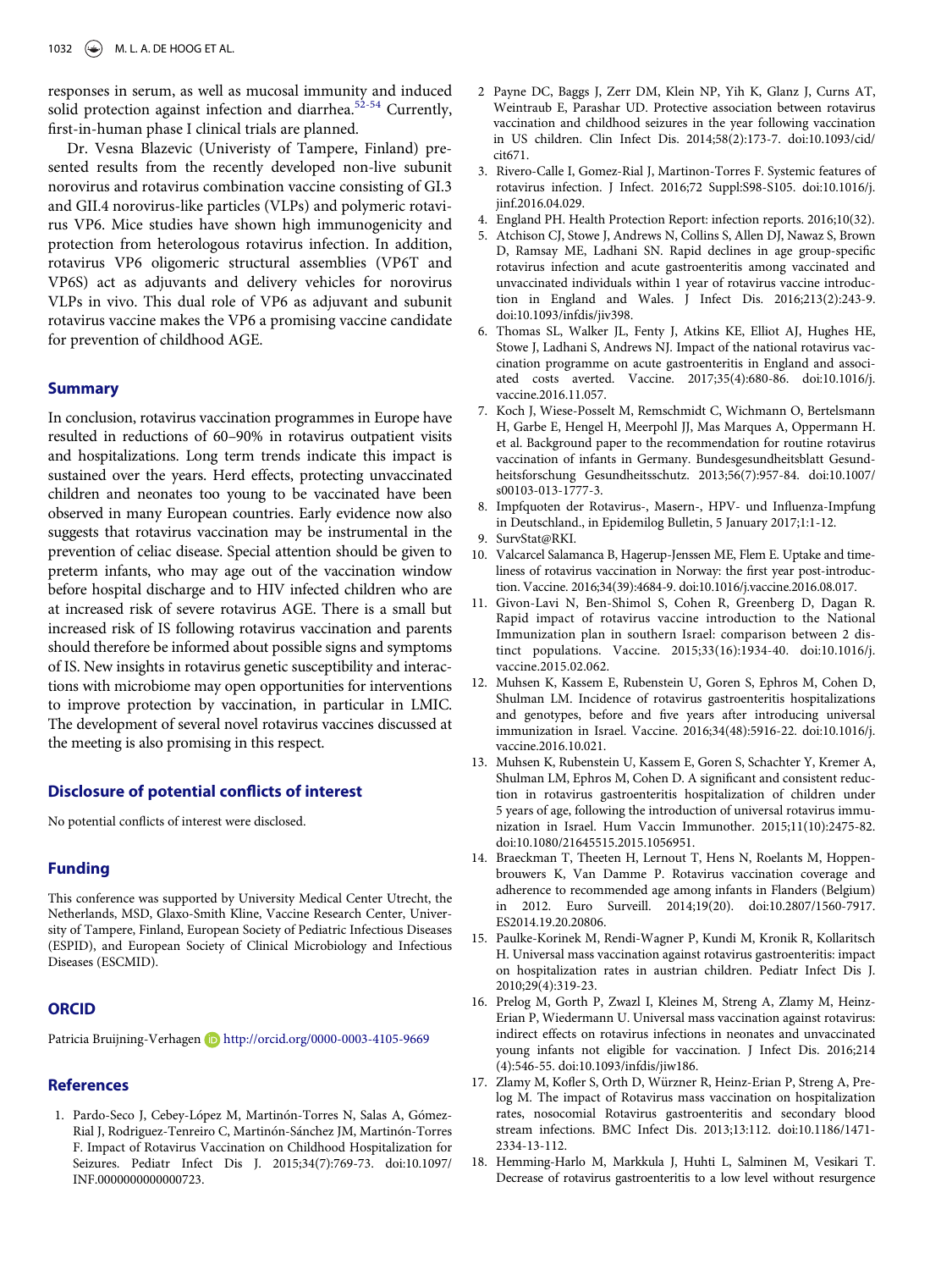responses in serum, as well as mucosal immunity and induced solid protection against infection and diarrhea.[52-54] Currently, first-in-human phase I clinical trials are planned.

Dr. Vesna Blazevic (Univeristy of Tampere, Finland) presented results from the recently developed non-live subunit norovirus and rotavirus combination vaccine consisting of GI.3 and GII.4 norovirus-like particles (VLPs) and polymeric rotavirus VP6. Mice studies have shown high immunogenicity and protection from heterologous rotavirus infection. In addition, rotavirus VP6 oligomeric structural assemblies (VP6T and VP6S) act as adjuvants and delivery vehicles for norovirus VLPs in vivo. This dual role of VP6 as adjuvant and subunit rotavirus vaccine makes the VP6 a promising vaccine candidate for prevention of childhood AGE.

## Summary

In conclusion, rotavirus vaccination programmes in Europe have resulted in reductions of 60–90% in rotavirus outpatient visits and hospitalizations. Long term trends indicate this impact is sustained over the years. Herd effects, protecting unvaccinated children and neonates too young to be vaccinated have been observed in many European countries. Early evidence now also suggests that rotavirus vaccination may be instrumental in the prevention of celiac disease. Special attention should be given to preterm infants, who may age out of the vaccination window before hospital discharge and to HIV infected children who are at increased risk of severe rotavirus AGE. There is a small but increased risk of IS following rotavirus vaccination and parents should therefore be informed about possible signs and symptoms of IS. New insights in rotavirus genetic susceptibility and interactions with microbiome may open opportunities for interventions to improve protection by vaccination, in particular in LMIC. The development of several novel rotavirus vaccines discussed at the meeting is also promising in this respect.

## Disclosure of potential conflicts of interest

No potential conflicts of interest were disclosed.

## Funding

This conference was supported by University Medical Center Utrecht, the Netherlands, MSD, Glaxo-Smith Kline, Vaccine Research Center, University of Tampere, Finland, European Society of Pediatric Infectious Diseases (ESPID), and European Society of Clinical Microbiology and Infectious Diseases (ESCMID).

## ORCID

Patricia Bruijning-Verhagen http://orcid.org/0000-0003-4105-9669

## References

1. Pardo-Seco J, Cebey-López M, Martinón-Torres N, Salas A, Gómez-Rial J, Rodriguez-Tenreiro C, Martinón-Sánchez JM, Martinón-Torres F. Impact of Rotavirus Vaccination on Childhood Hospitalization for Seizures. Pediatr Infect Dis J. 2015;34(7):769-73. doi:10.1097/INF.0000000000000723.
2. Payne DC, Baggs J, Zerr DM, Klein NP, Yih K, Glanz J, Curns AT, Weintraub E, Parashar UD. Protective association between rotavirus vaccination and childhood seizures in the year following vaccination in US children. Clin Infect Dis. 2014;58(2):173-7. doi:10.1093/cid/cit671.
3. Rivero-Calle I, Gomez-Rial J, Martinon-Torres F. Systemic features of rotavirus infection. J Infect. 2016;72 Suppl:S98-S105. doi:10.1016/j.jinf.2016.04.029.
4. England PH. Health Protection Report: infection reports. 2016;10(32).
5. Atchison CJ, Stowe J, Andrews N, Collins S, Allen DJ, Nawaz S, Brown D, Ramsay ME, Ladhani SN. Rapid declines in age group-specific rotavirus infection and acute gastroenteritis among vaccinated and unvaccinated individuals within 1 year of rotavirus vaccine introduction in England and Wales. J Infect Dis. 2016;213(2):243-9. doi:10.1093/infdis/jiv398.
6. Thomas SL, Walker JL, Fenty J, Atkins KE, Elliot AJ, Hughes HE, Stowe J, Ladhani S, Andrews NJ. Impact of the national rotavirus vaccination programme on acute gastroenteritis in England and associated costs averted. Vaccine. 2017;35(4):680-86. doi:10.1016/j.vaccine.2016.11.057.
7. Koch J, Wiese-Posselt M, Remschmidt C, Wichmann O, Bertelsmann H, Garbe E, Hengel H, Meerpohl JJ, Mas Marques A, Oppermann H. et al. Background paper to the recommendation for routine rotavirus vaccination of infants in Germany. Bundesgesundheitsblatt Gesundheitsforschung Gesundheitsschutz. 2013;56(7):957-84. doi:10.1007/s00103-013-1777-3.
8. Impfquoten der Rotavirus-, Masern-, HPV- und Influenza-Impfung in Deutschland., in Epidemilog Bulletin, 5 January 2017;1:1-12.
9. SurvStat@RKI.
10. Valcarcel Salamanca B, Hagerup-Jenssen ME, Flem E. Uptake and timeliness of rotavirus vaccination in Norway: the first year post-introduction. Vaccine. 2016;34(39):4684-9. doi:10.1016/j.vaccine.2016.08.017.
11. Givon-Lavi N, Ben-Shimol S, Cohen R, Greenberg D, Dagan R. Rapid impact of rotavirus vaccine introduction to the National Immunization plan in southern Israel: comparison between 2 distinct populations. Vaccine. 2015;33(16):1934-40. doi:10.1016/j.vaccine.2015.02.062.
12. Muhsen K, Kassem E, Rubenstein U, Goren S, Ephros M, Cohen D, Shulman LM. Incidence of rotavirus gastroenteritis hospitalizations and genotypes, before and five years after introducing universal immunization in Israel. Vaccine. 2016;34(48):5916-22. doi:10.1016/j.vaccine.2016.10.021.
13. Muhsen K, Rubenstein U, Kassem E, Goren S, Schachter Y, Kremer A, Shulman LM, Ephros M, Cohen D. A significant and consistent reduction in rotavirus gastroenteritis hospitalization of children under 5 years of age, following the introduction of universal rotavirus immunization in Israel. Hum Vaccin Immunother. 2015;11(10):2475-82. doi:10.1080/21645515.2015.1056951.
14. Braeckman T, Theeten H, Lernout T, Hens N, Roelants M, Hoppenbrouwers K, Van Damme P. Rotavirus vaccination coverage and adherence to recommended age among infants in Flanders (Belgium) in 2012. Euro Surveill. 2014;19(20). doi:10.2807/1560-7917.ES2014.19.20.20806.
15. Paulke-Korinek M, Rendi-Wagner P, Kundi M, Kronik R, Kollaritsch H. Universal mass vaccination against rotavirus gastroenteritis: impact on hospitalization rates in austrian children. Pediatr Infect Dis J. 2010;29(4):319-23.
16. Prelog M, Gorth P, Zwazl I, Kleines M, Streng A, Zlamy M, Heinz-Erian P, Wiedermann U. Universal mass vaccination against rotavirus: indirect effects on rotavirus infections in neonates and unvaccinated young infants not eligible for vaccination. J Infect Dis. 2016;214(4):546-55. doi:10.1093/infdis/jiw186.
17. Zlamy M, Kofler S, Orth D, Würzner R, Heinz-Erian P, Streng A, Prelog M. The impact of Rotavirus mass vaccination on hospitalization rates, nosocomial Rotavirus gastroenteritis and secondary blood stream infections. BMC Infect Dis. 2013;13:112. doi:10.1186/1471-2334-13-112.
18. Hemming-Harlo M, Markkula J, Huhti L, Salminen M, Vesikari T. Decrease of rotavirus gastroenteritis to a low level without resurgence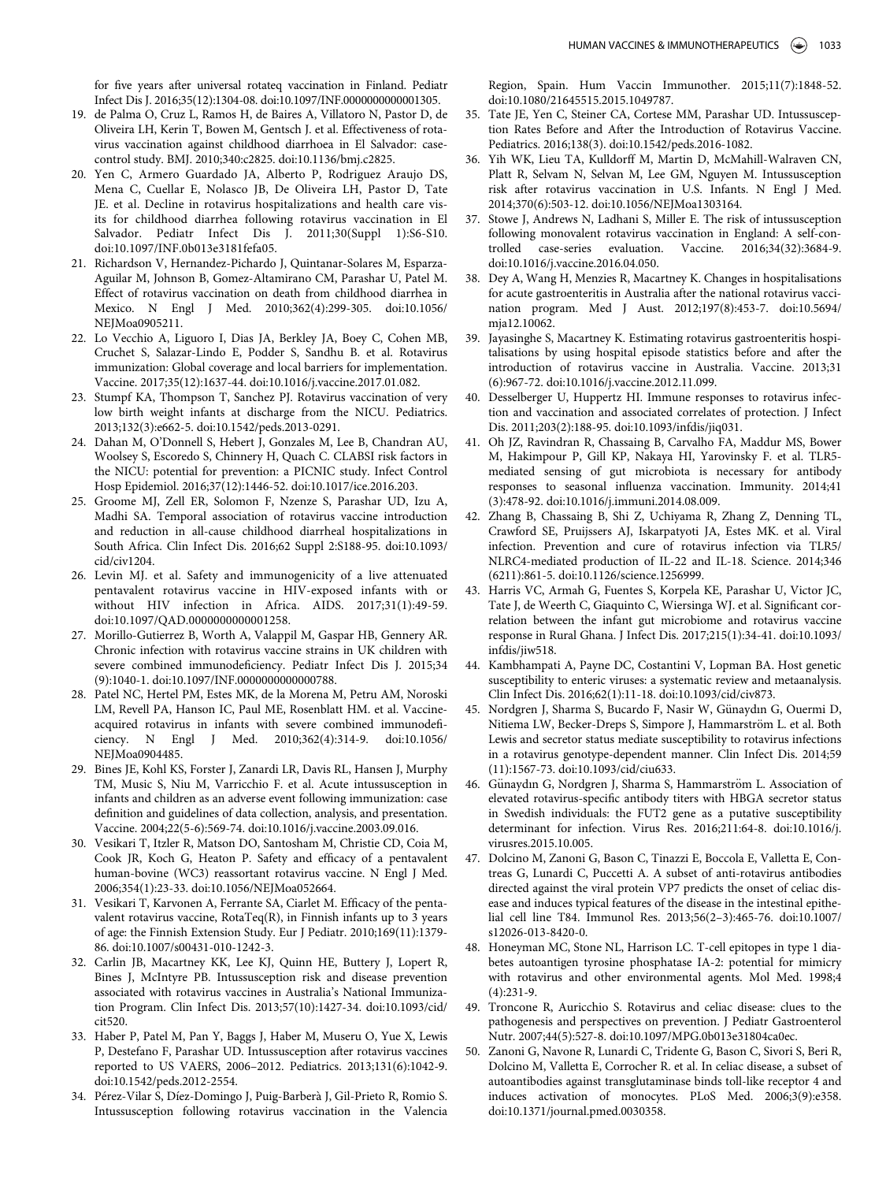for five years after universal rotateq vaccination in Finland. Pediatr Infect Dis J. 2016;35(12):1304-08. doi:10.1097/INF.0000000000001305.

19. de Palma O, Cruz L, Ramos H, de Baires A, Villatoro N, Pastor D, de Oliveira LH, Kerin T, Bowen M, Gentsch J. et al. Effectiveness of rotavirus vaccination against childhood diarrhoea in El Salvador: case-control study. BMJ. 2010;340:c2825. doi:10.1136/bmj.c2825.
20. Yen C, Armero Guardado JA, Alberto P, Rodriguez Araujo DS, Mena C, Cuellar E, Nolasco JB, De Oliveira LH, Pastor D, Tate JE. et al. Decline in rotavirus hospitalizations and health care visits for childhood diarrhea following rotavirus vaccination in El Salvador. Pediatr Infect Dis J. 2011;30(Suppl 1):S6-S10. doi:10.1097/INF.0b013e3181fefa05.
21. Richardson V, Hernandez-Pichardo J, Quintanar-Solares M, Esparza-Aguilar M, Johnson B, Gomez-Altamirano CM, Parashar U, Patel M. Effect of rotavirus vaccination on death from childhood diarrhea in Mexico. N Engl J Med. 2010;362(4):299-305. doi:10.1056/NEJMoa0905211.
22. Lo Vecchio A, Liguoro I, Dias JA, Berkley JA, Boey C, Cohen MB, Cruchet S, Salazar-Lindo E, Podder S, Sandhu B. et al. Rotavirus immunization: Global coverage and local barriers for implementation. Vaccine. 2017;35(12):1637-44. doi:10.1016/j.vaccine.2017.01.082.
23. Stumpf KA, Thompson T, Sanchez PJ. Rotavirus vaccination of very low birth weight infants at discharge from the NICU. Pediatrics. 2013;132(3):e662-5. doi:10.1542/peds.2013-0291.
24. Dahan M, O'Donnell S, Hebert J, Gonzales M, Lee B, Chandran AU, Woolsey S, Escoredo S, Chinnery H, Quach C. CLABSI risk factors in the NICU: potential for prevention: a PICNIC study. Infect Control Hosp Epidemiol. 2016;37(12):1446-52. doi:10.1017/ice.2016.203.
25. Groome MJ, Zell ER, Solomon F, Nzenze S, Parashar UD, Izu A, Madhi SA. Temporal association of rotavirus vaccine introduction and reduction in all-cause childhood diarrheal hospitalizations in South Africa. Clin Infect Dis. 2016;62 Suppl 2:S188-95. doi:10.1093/cid/civ1204.
26. Levin MJ. et al. Safety and immunogenicity of a live attenuated pentavalent rotavirus vaccine in HIV-exposed infants with or without HIV infection in Africa. AIDS. 2017;31(1):49-59. doi:10.1097/QAD.0000000000001258.
27. Morillo-Gutierrez B, Worth A, Valappil M, Gaspar HB, Gennery AR. Chronic infection with rotavirus vaccine strains in UK children with severe combined immunodeficiency. Pediatr Infect Dis J. 2015;34(9):1040-1. doi:10.1097/INF.0000000000000788.
28. Patel NC, Hertel PM, Estes MK, de la Morena M, Petru AM, Noroski LM, Revell PA, Hanson IC, Paul ME, Rosenblatt HM. et al. Vaccine-acquired rotavirus in infants with severe combined immunodeficiency. N Engl J Med. 2010;362(4):314-9. doi:10.1056/NEJMoa0904485.
29. Bines JE, Kohl KS, Forster J, Zanardi LR, Davis RL, Hansen J, Murphy TM, Music S, Niu M, Varricchio F. et al. Acute intussusception in infants and children as an adverse event following immunization: case definition and guidelines of data collection, analysis, and presentation. Vaccine. 2004;22(5-6):569-74. doi:10.1016/j.vaccine.2003.09.016.
30. Vesikari T, Itzler R, Matson DO, Santosham M, Christie CD, Coia M, Cook JR, Koch G, Heaton P. Safety and efficacy of a pentavalent human-bovine (WC3) reassortant rotavirus vaccine. N Engl J Med. 2006;354(1):23-33. doi:10.1056/NEJMoa052664.
31. Vesikari T, Karvonen A, Ferrante SA, Ciarlet M. Efficacy of the pentavalent rotavirus vaccine, RotaTeq(R), in Finnish infants up to 3 years of age: the Finnish Extension Study. Eur J Pediatr. 2010;169(11):1379-86. doi:10.1007/s00431-010-1242-3.
32. Carlin JB, Macartney KK, Lee KJ, Quinn HE, Buttery J, Lopert R, Bines J, McIntyre PB. Intussusception risk and disease prevention associated with rotavirus vaccines in Australia's National Immunization Program. Clin Infect Dis. 2013;57(10):1427-34. doi:10.1093/cid/cit520.
33. Haber P, Patel M, Pan Y, Baggs J, Haber M, Museru O, Yue X, Lewis P, Destefano F, Parashar UD. Intussusception after rotavirus vaccines reported to US VAERS, 2006–2012. Pediatrics. 2013;131(6):1042-9. doi:10.1542/peds.2012-2554.
34. Pérez-Vilar S, Díez-Domingo J, Puig-Barberà J, Gil-Prieto R, Romio S. Intussusception following rotavirus vaccination in the Valencia Region, Spain. Hum Vaccin Immunother. 2015;11(7):1848-52. doi:10.1080/21645515.2015.1049787.
35. Tate JE, Yen C, Steiner CA, Cortese MM, Parashar UD. Intussusception Rates Before and After the Introduction of Rotavirus Vaccine. Pediatrics. 2016;138(3). doi:10.1542/peds.2016-1082.
36. Yih WK, Lieu TA, Kulldorff M, Martin D, McMahill-Walraven CN, Platt R, Selvam N, Selvan M, Lee GM, Nguyen M. Intussusception risk after rotavirus vaccination in U.S. Infants. N Engl J Med. 2014;370(6):503-12. doi:10.1056/NEJMoa1303164.
37. Stowe J, Andrews N, Ladhani S, Miller E. The risk of intussusception following monovalent rotavirus vaccination in England: A self-controlled case-series evaluation. Vaccine. 2016;34(32):3684-9. doi:10.1016/j.vaccine.2016.04.050.
38. Dey A, Wang H, Menzies R, Macartney K. Changes in hospitalisations for acute gastroenteritis in Australia after the national rotavirus vaccination program. Med J Aust. 2012;197(8):453-7. doi:10.5694/mja12.10062.
39. Jayasinghe S, Macartney K. Estimating rotavirus gastroenteritis hospitalisations by using hospital episode statistics before and after the introduction of rotavirus vaccine in Australia. Vaccine. 2013;31(6):967-72. doi:10.1016/j.vaccine.2012.11.099.
40. Desselberger U, Huppertz HI. Immune responses to rotavirus infection and vaccination and associated correlates of protection. J Infect Dis. 2011;203(2):188-95. doi:10.1093/infdis/jiq031.
41. Oh JZ, Ravindran R, Chassaing B, Carvalho FA, Maddur MS, Bower M, Hakimpour P, Gill KP, Nakaya HI, Yarovinsky F. et al. TLR5-mediated sensing of gut microbiota is necessary for antibody responses to seasonal influenza vaccination. Immunity. 2014;41(3):478-92. doi:10.1016/j.immuni.2014.08.009.
42. Zhang B, Chassaing B, Shi Z, Uchiyama R, Zhang Z, Denning TL, Crawford SE, Pruijssers AJ, Iskarpatyoti JA, Estes MK. et al. Viral infection. Prevention and cure of rotavirus infection via TLR5/NLRC4-mediated production of IL-22 and IL-18. Science. 2014;346(6211):861-5. doi:10.1126/science.1256999.
43. Harris VC, Armah G, Fuentes S, Korpela KE, Parashar U, Victor JC, Tate J, de Weerth C, Giaquinto C, Wiersinga WJ. et al. Significant correlation between the infant gut microbiome and rotavirus vaccine response in Rural Ghana. J Infect Dis. 2017;215(1):34-41. doi:10.1093/infdis/jiw518.
44. Kambhampati A, Payne DC, Costantini V, Lopman BA. Host genetic susceptibility to enteric viruses: a systematic review and metaanalysis. Clin Infect Dis. 2016;62(1):11-18. doi:10.1093/cid/civ873.
45. Nordgren J, Sharma S, Bucardo F, Nasir W, Günaydın G, Ouermi D, Nitiema LW, Becker-Dreps S, Simpore J, Hammarström L. et al. Both Lewis and secretor status mediate susceptibility to rotavirus infections in a rotavirus genotype-dependent manner. Clin Infect Dis. 2014;59(11):1567-73. doi:10.1093/cid/ciu633.
46. Günaydın G, Nordgren J, Sharma S, Hammarström L. Association of elevated rotavirus-specific antibody titers with HBGA secretor status in Swedish individuals: the FUT2 gene as a putative susceptibility determinant for infection. Virus Res. 2016;211:64-8. doi:10.1016/j.virusres.2015.10.005.
47. Dolcino M, Zanoni G, Bason C, Tinazzi E, Boccola E, Valletta E, Contreas G, Lunardi C, Puccetti A. A subset of anti-rotavirus antibodies directed against the viral protein VP7 predicts the onset of celiac disease and induces typical features of the disease in the intestinal epithelial cell line T84. Immunol Res. 2013;56(2–3):465-76. doi:10.1007/s12026-013-8420-0.
48. Honeyman MC, Stone NL, Harrison LC. T-cell epitopes in type 1 diabetes autoantigen tyrosine phosphatase IA-2: potential for mimicry with rotavirus and other environmental agents. Mol Med. 1998;4(4):231-9.
49. Troncone R, Auricchio S. Rotavirus and celiac disease: clues to the pathogenesis and perspectives on prevention. J Pediatr Gastroenterol Nutr. 2007;44(5):527-8. doi:10.1097/MPG.0b013e31804ca0ec.
50. Zanoni G, Navone R, Lunardi C, Tridente G, Bason C, Sivori S, Beri R, Dolcino M, Valletta E, Corrocher R. et al. In celiac disease, a subset of autoantibodies against transglutaminase binds toll-like receptor 4 and induces activation of monocytes. PLoS Med. 2006;3(9):e358. doi:10.1371/journal.pmed.0030358.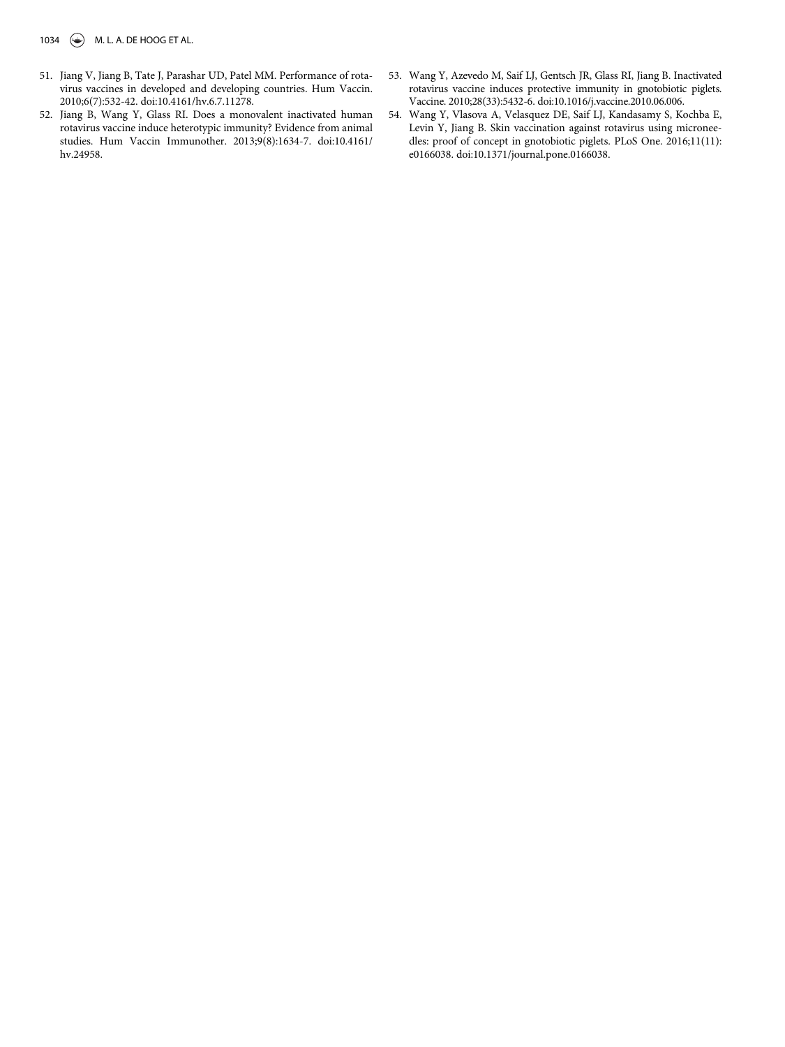51. Jiang V, Jiang B, Tate J, Parashar UD, Patel MM. Performance of rotavirus vaccines in developed and developing countries. Hum Vaccin. 2010;6(7):532-42. doi:10.4161/hv.6.7.11278.
52. Jiang B, Wang Y, Glass RI. Does a monovalent inactivated human rotavirus vaccine induce heterotypic immunity? Evidence from animal studies. Hum Vaccin Immunother. 2013;9(8):1634-7. doi:10.4161/hv.24958.
53. Wang Y, Azevedo M, Saif LJ, Gentsch JR, Glass RI, Jiang B. Inactivated rotavirus vaccine induces protective immunity in gnotobiotic piglets. Vaccine. 2010;28(33):5432-6. doi:10.1016/j.vaccine.2010.06.006.
54. Wang Y, Vlasova A, Velasquez DE, Saif LJ, Kandasamy S, Kochba E, Levin Y, Jiang B. Skin vaccination against rotavirus using microneedles: proof of concept in gnotobiotic piglets. PLoS One. 2016;11(11): e0166038. doi:10.1371/journal.pone.0166038.